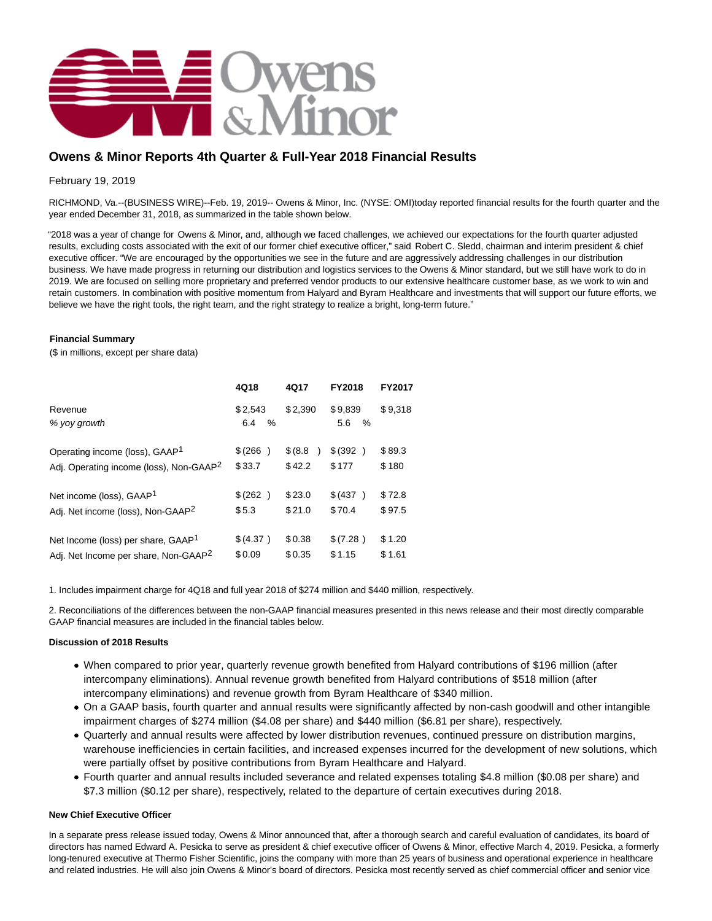# Owens & Minor Reports 4th Quarter & Full-Year 2018 Financial Results

February 19, 2019

RICHMOND, Va.--(BUSINESS WIRE)--Feb. 19, 2019-- Owens & Minor, Inc. (NYSE: OMI)today reported financial results for the fourth quarter and the year ended December 31, 2018, as summarized in the table shown below.

"2018 was a year of change for Owens & Minor, and, although we faced challenges, we achieved our expectations for the fourth quarter adjusted results, excluding costs associated with the exit of our former chief executive officer," said Robert C. Sledd, chairman and interim president & chief executive officer. "We are encouraged by the opportunities we see in the future and are aggressively addressing challenges in our distribution business. We have made progress in returning our distribution and logistics services to the Owens & Minor standard, but we still have work to do in 2019. We are focused on selling more proprietary and preferred vendor products to our extensive healthcare customer base, as we work to win and retain customers. In combination with positive momentum from Halyard and Byram Healthcare and investments that will support our future efforts, we believe we have the right tools, the right team, and the right strategy to realize a bright, long-term future."

**Financial Summary**

($ in millions, except per share data)

| | 4Q18 | 4Q17 | FY2018 | FY2017 |
|---|---|---|---|---|
| Revenue | $2,543 | $2,390 | $9,839 | $9,318 |
| *% yoy growth* | 6.4 % | | 5.6 % | |
| Operating income (loss), GAAP[1] | $(266 ) | $(8.8 ) | $(392 ) | $89.3 |
| Adj. Operating income (loss), Non-GAAP[2] | $33.7 | $42.2 | $177 | $180 |
| Net income (loss), GAAP[1] | $(262 ) | $23.0 | $(437 ) | $72.8 |
| Adj. Net income (loss), Non-GAAP[2] | $5.3 | $21.0 | $70.4 | $97.5 |
| Net Income (loss) per share, GAAP[1] | $(4.37 ) | $0.38 | $(7.28 ) | $1.20 |
| Adj. Net Income per share, Non-GAAP[2] | $0.09 | $0.35 | $1.15 | $1.61 |

1. Includes impairment charge for 4Q18 and full year 2018 of $274 million and $440 million, respectively.

2. Reconciliations of the differences between the non-GAAP financial measures presented in this news release and their most directly comparable GAAP financial measures are included in the financial tables below.

**Discussion of 2018 Results**

- When compared to prior year, quarterly revenue growth benefited from Halyard contributions of $196 million (after intercompany eliminations). Annual revenue growth benefited from Halyard contributions of $518 million (after intercompany eliminations) and revenue growth from Byram Healthcare of $340 million.
- On a GAAP basis, fourth quarter and annual results were significantly affected by non-cash goodwill and other intangible impairment charges of $274 million ($4.08 per share) and $440 million ($6.81 per share), respectively.
- Quarterly and annual results were affected by lower distribution revenues, continued pressure on distribution margins, warehouse inefficiencies in certain facilities, and increased expenses incurred for the development of new solutions, which were partially offset by positive contributions from Byram Healthcare and Halyard.
- Fourth quarter and annual results included severance and related expenses totaling $4.8 million ($0.08 per share) and $7.3 million ($0.12 per share), respectively, related to the departure of certain executives during 2018.

**New Chief Executive Officer**

In a separate press release issued today, Owens & Minor announced that, after a thorough search and careful evaluation of candidates, its board of directors has named Edward A. Pesicka to serve as president & chief executive officer of Owens & Minor, effective March 4, 2019. Pesicka, a formerly long-tenured executive at Thermo Fisher Scientific, joins the company with more than 25 years of business and operational experience in healthcare and related industries. He will also join Owens & Minor's board of directors. Pesicka most recently served as chief commercial officer and senior vice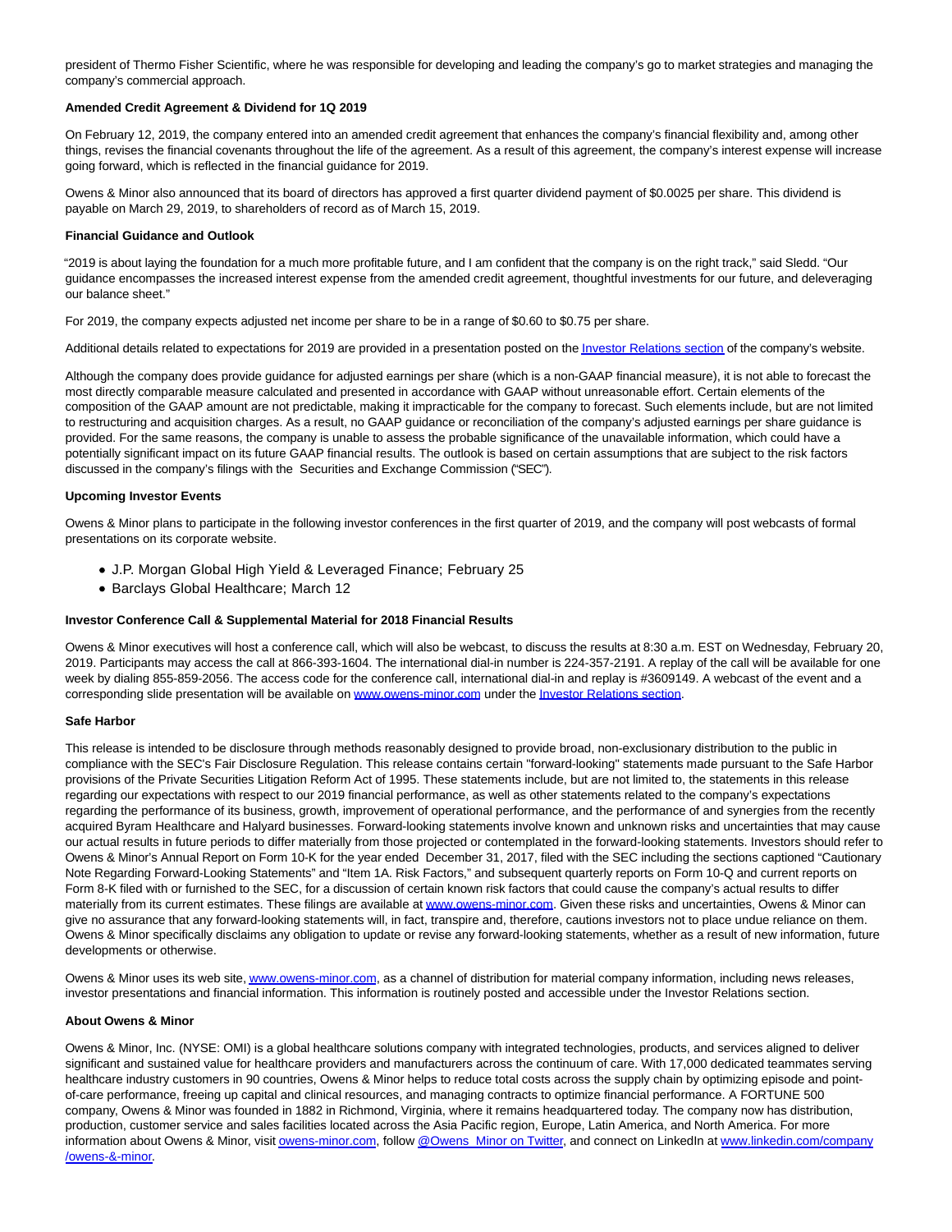president of Thermo Fisher Scientific, where he was responsible for developing and leading the company's go to market strategies and managing the company's commercial approach.

**Amended Credit Agreement & Dividend for 1Q 2019**

On February 12, 2019, the company entered into an amended credit agreement that enhances the company's financial flexibility and, among other things, revises the financial covenants throughout the life of the agreement. As a result of this agreement, the company's interest expense will increase going forward, which is reflected in the financial guidance for 2019.

Owens & Minor also announced that its board of directors has approved a first quarter dividend payment of $0.0025 per share. This dividend is payable on March 29, 2019, to shareholders of record as of March 15, 2019.

**Financial Guidance and Outlook**

"2019 is about laying the foundation for a much more profitable future, and I am confident that the company is on the right track," said Sledd. "Our guidance encompasses the increased interest expense from the amended credit agreement, thoughtful investments for our future, and deleveraging our balance sheet."

For 2019, the company expects adjusted net income per share to be in a range of $0.60 to $0.75 per share.

Additional details related to expectations for 2019 are provided in a presentation posted on the [Investor Relations section](#) of the company's website.

Although the company does provide guidance for adjusted earnings per share (which is a non-GAAP financial measure), it is not able to forecast the most directly comparable measure calculated and presented in accordance with GAAP without unreasonable effort. Certain elements of the composition of the GAAP amount are not predictable, making it impracticable for the company to forecast. Such elements include, but are not limited to restructuring and acquisition charges. As a result, no GAAP guidance or reconciliation of the company's adjusted earnings per share guidance is provided. For the same reasons, the company is unable to assess the probable significance of the unavailable information, which could have a potentially significant impact on its future GAAP financial results. The outlook is based on certain assumptions that are subject to the risk factors discussed in the company's filings with the Securities and Exchange Commission ("SEC").

**Upcoming Investor Events**

Owens & Minor plans to participate in the following investor conferences in the first quarter of 2019, and the company will post webcasts of formal presentations on its corporate website.

- J.P. Morgan Global High Yield & Leveraged Finance; February 25
- Barclays Global Healthcare; March 12

**Investor Conference Call & Supplemental Material for 2018 Financial Results**

Owens & Minor executives will host a conference call, which will also be webcast, to discuss the results at 8:30 a.m. EST on Wednesday, February 20, 2019. Participants may access the call at 866-393-1604. The international dial-in number is 224-357-2191. A replay of the call will be available for one week by dialing 855-859-2056. The access code for the conference call, international dial-in and replay is #3609149. A webcast of the event and a corresponding slide presentation will be available on [www.owens-minor.com](http://www.owens-minor.com) under the [Investor Relations section](#).

**Safe Harbor**

This release is intended to be disclosure through methods reasonably designed to provide broad, non-exclusionary distribution to the public in compliance with the SEC's Fair Disclosure Regulation. This release contains certain "forward-looking" statements made pursuant to the Safe Harbor provisions of the Private Securities Litigation Reform Act of 1995. These statements include, but are not limited to, the statements in this release regarding our expectations with respect to our 2019 financial performance, as well as other statements related to the company's expectations regarding the performance of its business, growth, improvement of operational performance, and the performance of and synergies from the recently acquired Byram Healthcare and Halyard businesses. Forward-looking statements involve known and unknown risks and uncertainties that may cause our actual results in future periods to differ materially from those projected or contemplated in the forward-looking statements. Investors should refer to Owens & Minor's Annual Report on Form 10-K for the year ended December 31, 2017, filed with the SEC including the sections captioned "Cautionary Note Regarding Forward-Looking Statements" and "Item 1A. Risk Factors," and subsequent quarterly reports on Form 10-Q and current reports on Form 8-K filed with or furnished to the SEC, for a discussion of certain known risk factors that could cause the company's actual results to differ materially from its current estimates. These filings are available at [www.owens-minor.com](http://www.owens-minor.com). Given these risks and uncertainties, Owens & Minor can give no assurance that any forward-looking statements will, in fact, transpire and, therefore, cautions investors not to place undue reliance on them. Owens & Minor specifically disclaims any obligation to update or revise any forward-looking statements, whether as a result of new information, future developments or otherwise.

Owens & Minor uses its web site, [www.owens-minor.com](http://www.owens-minor.com), as a channel of distribution for material company information, including news releases, investor presentations and financial information. This information is routinely posted and accessible under the Investor Relations section.

**About Owens & Minor**

Owens & Minor, Inc. (NYSE: OMI) is a global healthcare solutions company with integrated technologies, products, and services aligned to deliver significant and sustained value for healthcare providers and manufacturers across the continuum of care. With 17,000 dedicated teammates serving healthcare industry customers in 90 countries, Owens & Minor helps to reduce total costs across the supply chain by optimizing episode and point-of-care performance, freeing up capital and clinical resources, and managing contracts to optimize financial performance. A FORTUNE 500 company, Owens & Minor was founded in 1882 in Richmond, Virginia, where it remains headquartered today. The company now has distribution, production, customer service and sales facilities located across the Asia Pacific region, Europe, Latin America, and North America. For more information about Owens & Minor, visit [owens-minor.com](http://owens-minor.com), follow [@Owens_Minor on Twitter](#), and connect on LinkedIn at [www.linkedin.com/company/owens-&-minor](http://www.linkedin.com/company/owens-&-minor).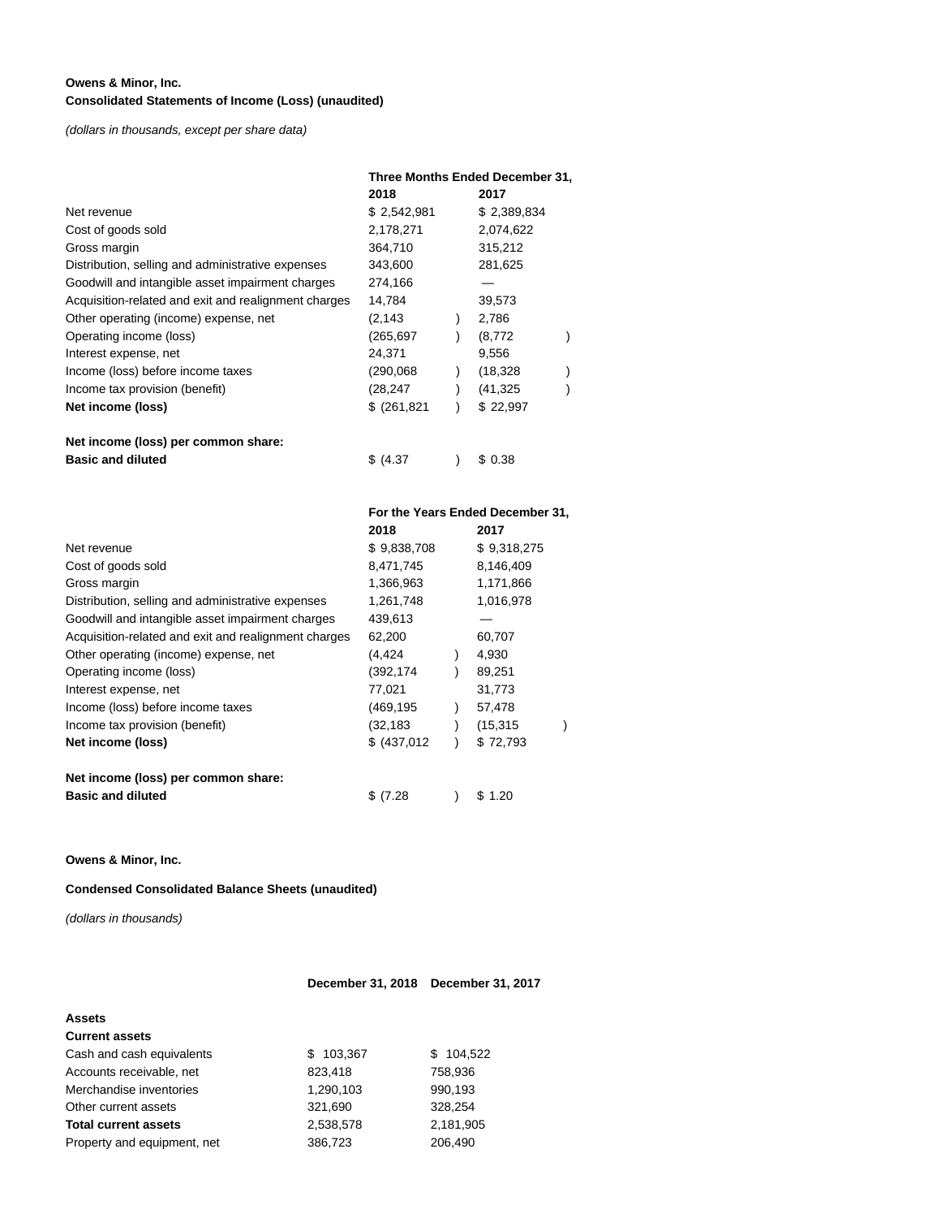**Owens & Minor, Inc.**
**Consolidated Statements of Income (Loss) (unaudited)**

*(dollars in thousands, except per share data)*

| | Three Months Ended December 31, | |
|---|---|---|
| | **2018** | **2017** |
| Net revenue | $ 2,542,981 | $ 2,389,834 |
| Cost of goods sold | 2,178,271 | 2,074,622 |
| Gross margin | 364,710 | 315,212 |
| Distribution, selling and administrative expenses | 343,600 | 281,625 |
| Goodwill and intangible asset impairment charges | 274,166 | — |
| Acquisition-related and exit and realignment charges | 14,784 | 39,573 |
| Other operating (income) expense, net | (2,143) | 2,786 |
| Operating income (loss) | (265,697) | (8,772) |
| Interest expense, net | 24,371 | 9,556 |
| Income (loss) before income taxes | (290,068) | (18,328) |
| Income tax provision (benefit) | (28,247) | (41,325) |
| **Net income (loss)** | $ (261,821) | $ 22,997 |
| | | |
| **Net income (loss) per common share:** | | |
| **Basic and diluted** | $ (4.37) | $ 0.38 |

| | For the Years Ended December 31, | |
|---|---|---|
| | **2018** | **2017** |
| Net revenue | $ 9,838,708 | $ 9,318,275 |
| Cost of goods sold | 8,471,745 | 8,146,409 |
| Gross margin | 1,366,963 | 1,171,866 |
| Distribution, selling and administrative expenses | 1,261,748 | 1,016,978 |
| Goodwill and intangible asset impairment charges | 439,613 | — |
| Acquisition-related and exit and realignment charges | 62,200 | 60,707 |
| Other operating (income) expense, net | (4,424) | 4,930 |
| Operating income (loss) | (392,174) | 89,251 |
| Interest expense, net | 77,021 | 31,773 |
| Income (loss) before income taxes | (469,195) | 57,478 |
| Income tax provision (benefit) | (32,183) | (15,315) |
| **Net income (loss)** | $ (437,012) | $ 72,793 |
| | | |
| **Net income (loss) per common share:** | | |
| **Basic and diluted** | $ (7.28) | $ 1.20 |

**Owens & Minor, Inc.**

**Condensed Consolidated Balance Sheets (unaudited)**

*(dollars in thousands)*

| | **December 31, 2018** | **December 31, 2017** |
|---|---|---|
| **Assets** | | |
| **Current assets** | | |
| Cash and cash equivalents | $ 103,367 | $ 104,522 |
| Accounts receivable, net | 823,418 | 758,936 |
| Merchandise inventories | 1,290,103 | 990,193 |
| Other current assets | 321,690 | 328,254 |
| **Total current assets** | 2,538,578 | 2,181,905 |
| Property and equipment, net | 386,723 | 206,490 |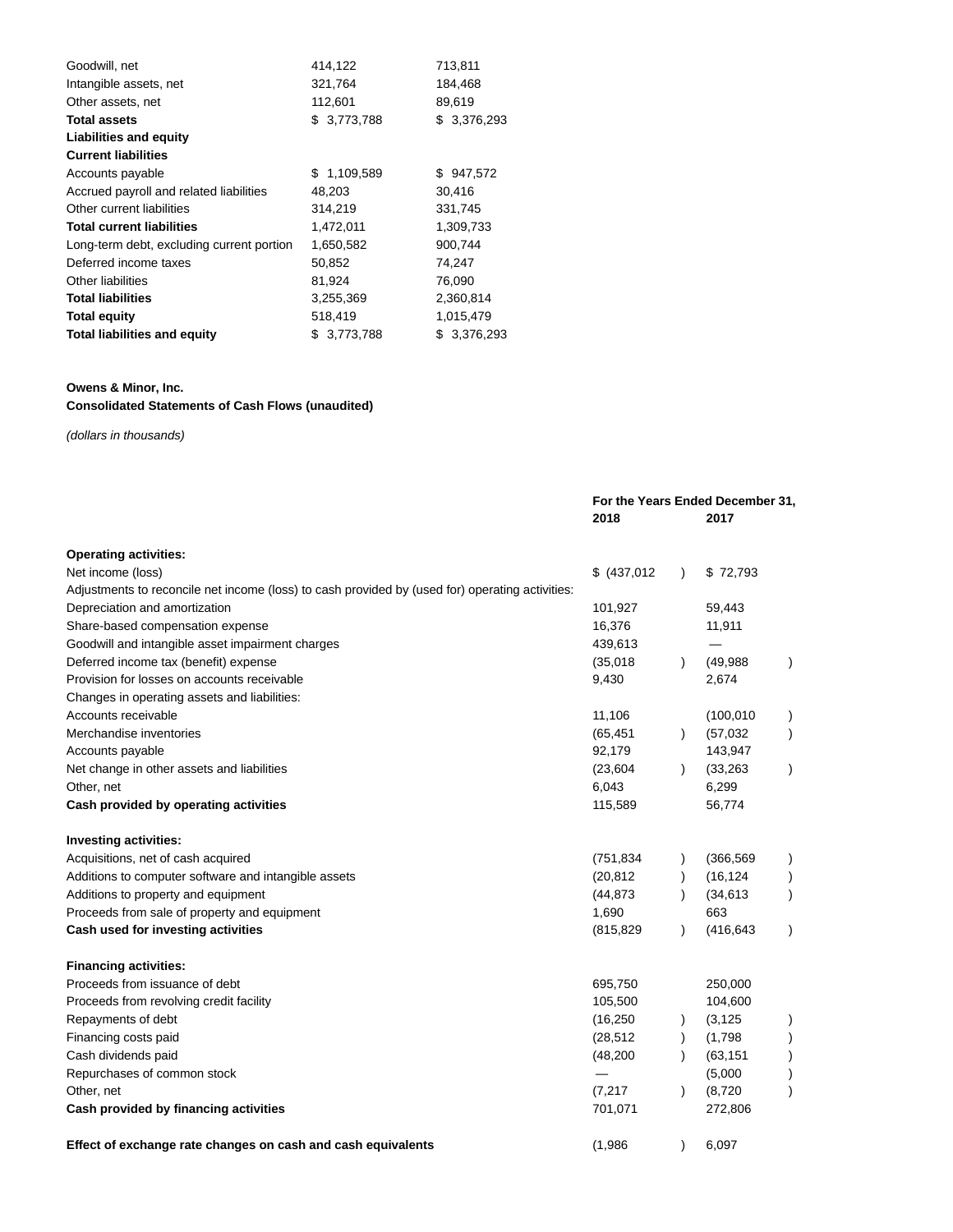| | | |
|---|---|---|
| Goodwill, net | 414,122 | 713,811 |
| Intangible assets, net | 321,764 | 184,468 |
| Other assets, net | 112,601 | 89,619 |
| **Total assets** | $ 3,773,788 | $ 3,376,293 |
| **Liabilities and equity** | | |
| **Current liabilities** | | |
| Accounts payable | $ 1,109,589 | $ 947,572 |
| Accrued payroll and related liabilities | 48,203 | 30,416 |
| Other current liabilities | 314,219 | 331,745 |
| **Total current liabilities** | 1,472,011 | 1,309,733 |
| Long-term debt, excluding current portion | 1,650,582 | 900,744 |
| Deferred income taxes | 50,852 | 74,247 |
| Other liabilities | 81,924 | 76,090 |
| **Total liabilities** | 3,255,369 | 2,360,814 |
| **Total equity** | 518,419 | 1,015,479 |
| **Total liabilities and equity** | $ 3,773,788 | $ 3,376,293 |

**Owens & Minor, Inc.**
**Consolidated Statements of Cash Flows (unaudited)**

*(dollars in thousands)*

| | For the Years Ended December 31, | |
|---|---|---|
| | 2018 | 2017 |
| **Operating activities:** | | |
| Net income (loss) | $ (437,012) | $ 72,793 |
| Adjustments to reconcile net income (loss) to cash provided by (used for) operating activities: | | |
| Depreciation and amortization | 101,927 | 59,443 |
| Share-based compensation expense | 16,376 | 11,911 |
| Goodwill and intangible asset impairment charges | 439,613 | — |
| Deferred income tax (benefit) expense | (35,018) | (49,988) |
| Provision for losses on accounts receivable | 9,430 | 2,674 |
| Changes in operating assets and liabilities: | | |
| Accounts receivable | 11,106 | (100,010) |
| Merchandise inventories | (65,451) | (57,032) |
| Accounts payable | 92,179 | 143,947 |
| Net change in other assets and liabilities | (23,604) | (33,263) |
| Other, net | 6,043 | 6,299 |
| **Cash provided by operating activities** | 115,589 | 56,774 |
| **Investing activities:** | | |
| Acquisitions, net of cash acquired | (751,834) | (366,569) |
| Additions to computer software and intangible assets | (20,812) | (16,124) |
| Additions to property and equipment | (44,873) | (34,613) |
| Proceeds from sale of property and equipment | 1,690 | 663 |
| **Cash used for investing activities** | (815,829) | (416,643) |
| **Financing activities:** | | |
| Proceeds from issuance of debt | 695,750 | 250,000 |
| Proceeds from revolving credit facility | 105,500 | 104,600 |
| Repayments of debt | (16,250) | (3,125) |
| Financing costs paid | (28,512) | (1,798) |
| Cash dividends paid | (48,200) | (63,151) |
| Repurchases of common stock | — | (5,000) |
| Other, net | (7,217) | (8,720) |
| **Cash provided by financing activities** | 701,071 | 272,806 |
| **Effect of exchange rate changes on cash and cash equivalents** | (1,986) | 6,097 |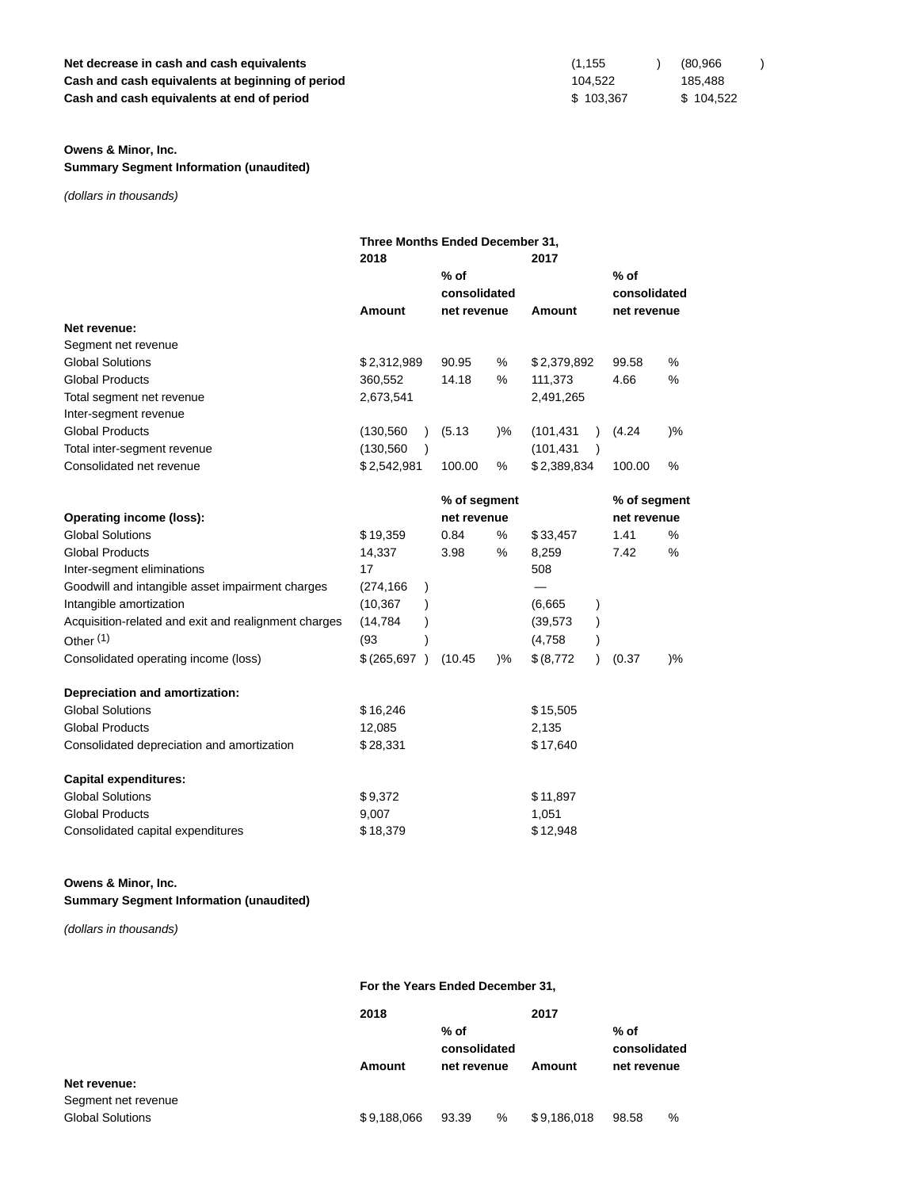| | | |
|---|---|---|
| **Net decrease in cash and cash equivalents** | (1,155) | (80,966) |
| **Cash and cash equivalents at beginning of period** | 104,522 | 185,488 |
| **Cash and cash equivalents at end of period** | $ 103,367 | $ 104,522 |

**Owens & Minor, Inc.**
**Summary Segment Information (unaudited)**

*(dollars in thousands)*

| | Three Months Ended December 31, | | | |
|---|---|---|---|---|
| | 2018 | | 2017 | |
| | Amount | % of consolidated net revenue | Amount | % of consolidated net revenue |
| **Net revenue:** | | | | |
| Segment net revenue | | | | |
| Global Solutions | $2,312,989 | 90.95 % | $2,379,892 | 99.58 % |
| Global Products | 360,552 | 14.18 % | 111,373 | 4.66 % |
| Total segment net revenue | 2,673,541 | | 2,491,265 | |
| Inter-segment revenue | | | | |
| Global Products | (130,560) | (5.13)% | (101,431) | (4.24)% |
| Total inter-segment revenue | (130,560) | | (101,431) | |
| Consolidated net revenue | $2,542,981 | 100.00 % | $2,389,834 | 100.00 % |
| | | % of segment net revenue | | % of segment net revenue |
| **Operating income (loss):** | | | | |
| Global Solutions | $19,359 | 0.84 % | $33,457 | 1.41 % |
| Global Products | 14,337 | 3.98 % | 8,259 | 7.42 % |
| Inter-segment eliminations | 17 | | 508 | |
| Goodwill and intangible asset impairment charges | (274,166) | | — | |
| Intangible amortization | (10,367) | | (6,665) | |
| Acquisition-related and exit and realignment charges | (14,784) | | (39,573) | |
| Other (1) | (93) | | (4,758) | |
| Consolidated operating income (loss) | $(265,697) | (10.45)% | $(8,772) | (0.37)% |
| **Depreciation and amortization:** | | | | |
| Global Solutions | $16,246 | | $15,505 | |
| Global Products | 12,085 | | 2,135 | |
| Consolidated depreciation and amortization | $28,331 | | $17,640 | |
| **Capital expenditures:** | | | | |
| Global Solutions | $9,372 | | $11,897 | |
| Global Products | 9,007 | | 1,051 | |
| Consolidated capital expenditures | $18,379 | | $12,948 | |

**Owens & Minor, Inc.**
**Summary Segment Information (unaudited)**

*(dollars in thousands)*

| | For the Years Ended December 31, | | | |
|---|---|---|---|---|
| | 2018 | | 2017 | |
| | Amount | % of consolidated net revenue | Amount | % of consolidated net revenue |
| **Net revenue:** | | | | |
| Segment net revenue | | | | |
| Global Solutions | $9,188,066 | 93.39 % | $9,186,018 | 98.58 % |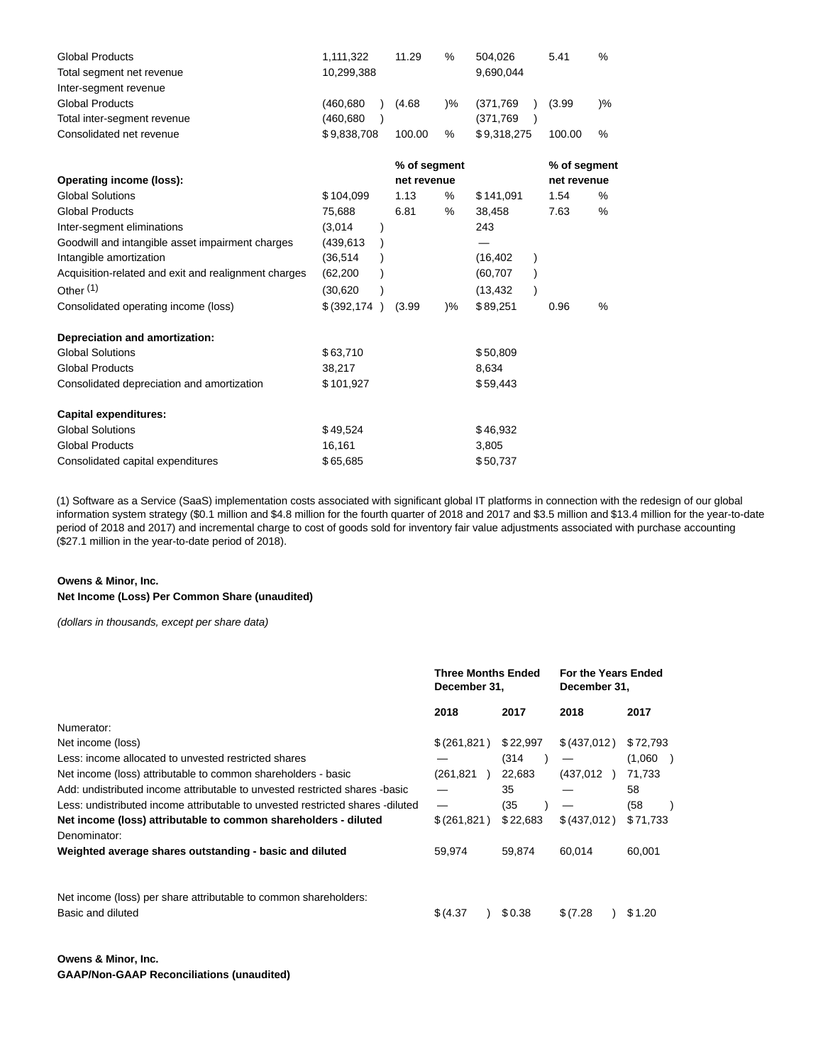| | | | | | | |
|---|---|---|---|---|---|---|
| Global Products | 1,111,322 | 11.29 | % | 504,026 | 5.41 | % |
| Total segment net revenue | 10,299,388 | | | 9,690,044 | | |
| Inter-segment revenue | | | | | | |
| Global Products | (460,680 ) | (4.68 | )% | (371,769 ) | (3.99 | )% |
| Total inter-segment revenue | (460,680 ) | | | (371,769 ) | | |
| Consolidated net revenue | $9,838,708 | 100.00 | % | $9,318,275 | 100.00 | % |

| **Operating income (loss):** | | % of segment net revenue | | | % of segment net revenue | |
|---|---|---|---|---|---|---|
| Global Solutions | $104,099 | 1.13 | % | $141,091 | 1.54 | % |
| Global Products | 75,688 | 6.81 | % | 38,458 | 7.63 | % |
| Inter-segment eliminations | (3,014 ) | | | 243 | | |
| Goodwill and intangible asset impairment charges | (439,613 ) | | | — | | |
| Intangible amortization | (36,514 ) | | | (16,402 ) | | |
| Acquisition-related and exit and realignment charges | (62,200 ) | | | (60,707 ) | | |
| Other [1] | (30,620 ) | | | (13,432 ) | | |
| Consolidated operating income (loss) | $(392,174 ) | (3.99 | )% | $89,251 | 0.96 | % |

| **Depreciation and amortization:** | | |
|---|---|---|
| Global Solutions | $63,710 | $50,809 |
| Global Products | 38,217 | 8,634 |
| Consolidated depreciation and amortization | $101,927 | $59,443 |

| **Capital expenditures:** | | |
|---|---|---|
| Global Solutions | $49,524 | $46,932 |
| Global Products | 16,161 | 3,805 |
| Consolidated capital expenditures | $65,685 | $50,737 |

(1) Software as a Service (SaaS) implementation costs associated with significant global IT platforms in connection with the redesign of our global information system strategy ($0.1 million and $4.8 million for the fourth quarter of 2018 and 2017 and $3.5 million and $13.4 million for the year-to-date period of 2018 and 2017) and incremental charge to cost of goods sold for inventory fair value adjustments associated with purchase accounting ($27.1 million in the year-to-date period of 2018).

**Owens & Minor, Inc.**
**Net Income (Loss) Per Common Share (unaudited)**

*(dollars in thousands, except per share data)*

| | Three Months Ended December 31, | | For the Years Ended December 31, | |
|---|---|---|---|---|
| | **2018** | **2017** | **2018** | **2017** |
| Numerator: | | | | |
| Net income (loss) | $(261,821) | $22,997 | $(437,012) | $72,793 |
| Less: income allocated to unvested restricted shares | — | (314 ) | — | (1,060 ) |
| Net income (loss) attributable to common shareholders - basic | (261,821 ) | 22,683 | (437,012 ) | 71,733 |
| Add: undistributed income attributable to unvested restricted shares -basic | — | 35 | — | 58 |
| Less: undistributed income attributable to unvested restricted shares -diluted | — | (35 ) | — | (58 ) |
| **Net income (loss) attributable to common shareholders - diluted** | $(261,821) | $22,683 | $(437,012) | $71,733 |
| Denominator: | | | | |
| **Weighted average shares outstanding - basic and diluted** | 59,974 | 59,874 | 60,014 | 60,001 |
| | | | | |
| Net income (loss) per share attributable to common shareholders: | | | | |
| Basic and diluted | $(4.37 ) | $0.38 | $(7.28 ) | $1.20 |

**Owens & Minor, Inc.**
**GAAP/Non-GAAP Reconciliations (unaudited)**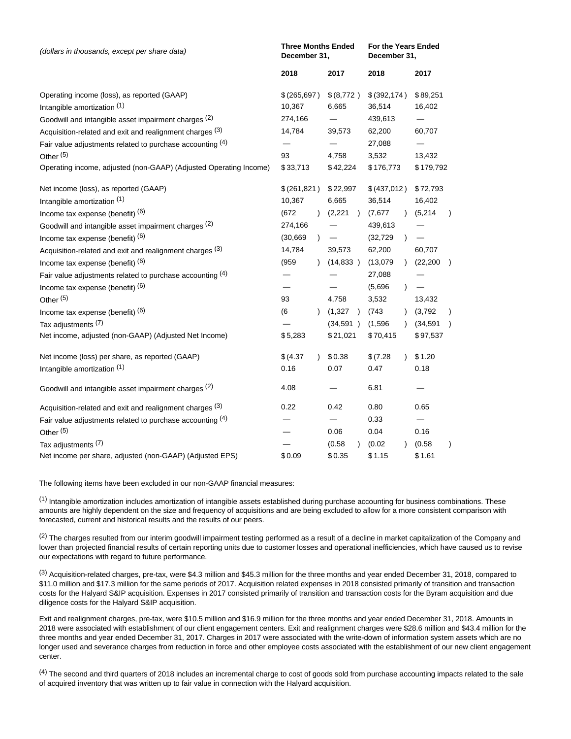| (dollars in thousands, except per share data) | Three Months Ended December 31, | | For the Years Ended December 31, | |
|---|---|---|---|---|
| | 2018 | 2017 | 2018 | 2017 |
| Operating income (loss), as reported (GAAP) | $ (265,697 ) | $ (8,772 ) | $ (392,174 ) | $ 89,251 |
| Intangible amortization (1) | 10,367 | 6,665 | 36,514 | 16,402 |
| Goodwill and intangible asset impairment charges (2) | 274,166 | — | 439,613 | — |
| Acquisition-related and exit and realignment charges (3) | 14,784 | 39,573 | 62,200 | 60,707 |
| Fair value adjustments related to purchase accounting (4) | — | — | 27,088 | — |
| Other (5) | 93 | 4,758 | 3,532 | 13,432 |
| Operating income, adjusted (non-GAAP) (Adjusted Operating Income) | $ 33,713 | $ 42,224 | $ 176,773 | $ 179,792 |
| | | | | |
| Net income (loss), as reported (GAAP) | $ (261,821 ) | $ 22,997 | $ (437,012 ) | $ 72,793 |
| Intangible amortization (1) | 10,367 | 6,665 | 36,514 | 16,402 |
| Income tax expense (benefit) (6) | (672 ) | (2,221 ) | (7,677 ) | (5,214 ) |
| Goodwill and intangible asset impairment charges (2) | 274,166 | — | 439,613 | — |
| Income tax expense (benefit) (6) | (30,669 ) | — | (32,729 ) | — |
| Acquisition-related and exit and realignment charges (3) | 14,784 | 39,573 | 62,200 | 60,707 |
| Income tax expense (benefit) (6) | (959 ) | (14,833 ) | (13,079 ) | (22,200 ) |
| Fair value adjustments related to purchase accounting (4) | — | — | 27,088 | — |
| Income tax expense (benefit) (6) | — | — | (5,696 ) | — |
| Other (5) | 93 | 4,758 | 3,532 | 13,432 |
| Income tax expense (benefit) (6) | (6 ) | (1,327 ) | (743 ) | (3,792 ) |
| Tax adjustments (7) | — | (34,591 ) | (1,596 ) | (34,591 ) |
| Net income, adjusted (non-GAAP) (Adjusted Net Income) | $ 5,283 | $ 21,021 | $ 70,415 | $ 97,537 |
| | | | | |
| Net income (loss) per share, as reported (GAAP) | $ (4.37 ) | $ 0.38 | $ (7.28 ) | $ 1.20 |
| Intangible amortization (1) | 0.16 | 0.07 | 0.47 | 0.18 |
| Goodwill and intangible asset impairment charges (2) | 4.08 | — | 6.81 | — |
| Acquisition-related and exit and realignment charges (3) | 0.22 | 0.42 | 0.80 | 0.65 |
| Fair value adjustments related to purchase accounting (4) | — | — | 0.33 | — |
| Other (5) | — | 0.06 | 0.04 | 0.16 |
| Tax adjustments (7) | — | (0.58 ) | (0.02 ) | (0.58 ) |
| Net income per share, adjusted (non-GAAP) (Adjusted EPS) | $ 0.09 | $ 0.35 | $ 1.15 | $ 1.61 |

The following items have been excluded in our non-GAAP financial measures:

(1) Intangible amortization includes amortization of intangible assets established during purchase accounting for business combinations. These amounts are highly dependent on the size and frequency of acquisitions and are being excluded to allow for a more consistent comparison with forecasted, current and historical results and the results of our peers.

(2) The charges resulted from our interim goodwill impairment testing performed as a result of a decline in market capitalization of the Company and lower than projected financial results of certain reporting units due to customer losses and operational inefficiencies, which have caused us to revise our expectations with regard to future performance.

(3) Acquisition-related charges, pre-tax, were $4.3 million and $45.3 million for the three months and year ended December 31, 2018, compared to $11.0 million and $17.3 million for the same periods of 2017. Acquisition related expenses in 2018 consisted primarily of transition and transaction costs for the Halyard S&IP acquisition. Expenses in 2017 consisted primarily of transition and transaction costs for the Byram acquisition and due diligence costs for the Halyard S&IP acquisition.

Exit and realignment charges, pre-tax, were $10.5 million and $16.9 million for the three months and year ended December 31, 2018. Amounts in 2018 were associated with establishment of our client engagement centers. Exit and realignment charges were $28.6 million and $43.4 million for the three months and year ended December 31, 2017. Charges in 2017 were associated with the write-down of information system assets which are no longer used and severance charges from reduction in force and other employee costs associated with the establishment of our new client engagement center.

(4) The second and third quarters of 2018 includes an incremental charge to cost of goods sold from purchase accounting impacts related to the sale of acquired inventory that was written up to fair value in connection with the Halyard acquisition.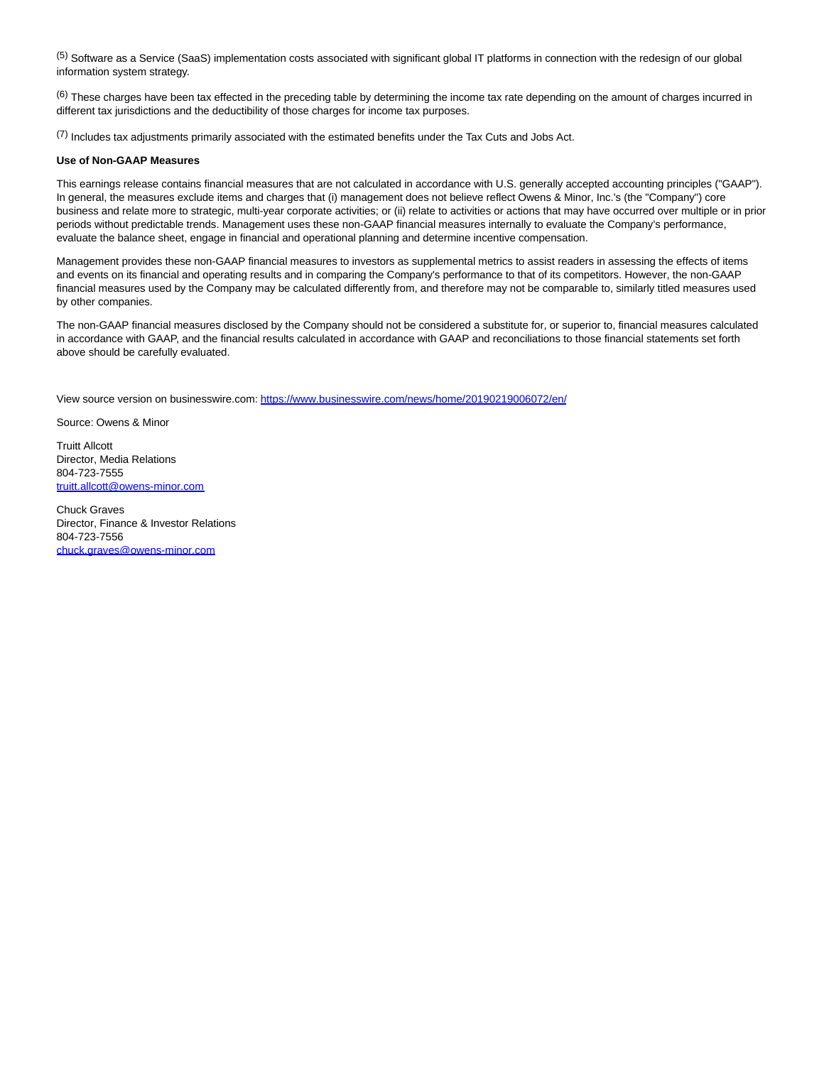[5] Software as a Service (SaaS) implementation costs associated with significant global IT platforms in connection with the redesign of our global information system strategy.

[6] These charges have been tax effected in the preceding table by determining the income tax rate depending on the amount of charges incurred in different tax jurisdictions and the deductibility of those charges for income tax purposes.

[7] Includes tax adjustments primarily associated with the estimated benefits under the Tax Cuts and Jobs Act.

**Use of Non-GAAP Measures**

This earnings release contains financial measures that are not calculated in accordance with U.S. generally accepted accounting principles ("GAAP"). In general, the measures exclude items and charges that (i) management does not believe reflect Owens & Minor, Inc.'s (the "Company") core business and relate more to strategic, multi-year corporate activities; or (ii) relate to activities or actions that may have occurred over multiple or in prior periods without predictable trends. Management uses these non-GAAP financial measures internally to evaluate the Company's performance, evaluate the balance sheet, engage in financial and operational planning and determine incentive compensation.

Management provides these non-GAAP financial measures to investors as supplemental metrics to assist readers in assessing the effects of items and events on its financial and operating results and in comparing the Company's performance to that of its competitors. However, the non-GAAP financial measures used by the Company may be calculated differently from, and therefore may not be comparable to, similarly titled measures used by other companies.

The non-GAAP financial measures disclosed by the Company should not be considered a substitute for, or superior to, financial measures calculated in accordance with GAAP, and the financial results calculated in accordance with GAAP and reconciliations to those financial statements set forth above should be carefully evaluated.

View source version on businesswire.com: https://www.businesswire.com/news/home/20190219006072/en/

Source: Owens & Minor

Truitt Allcott
Director, Media Relations
804-723-7555
truitt.allcott@owens-minor.com

Chuck Graves
Director, Finance & Investor Relations
804-723-7556
chuck.graves@owens-minor.com